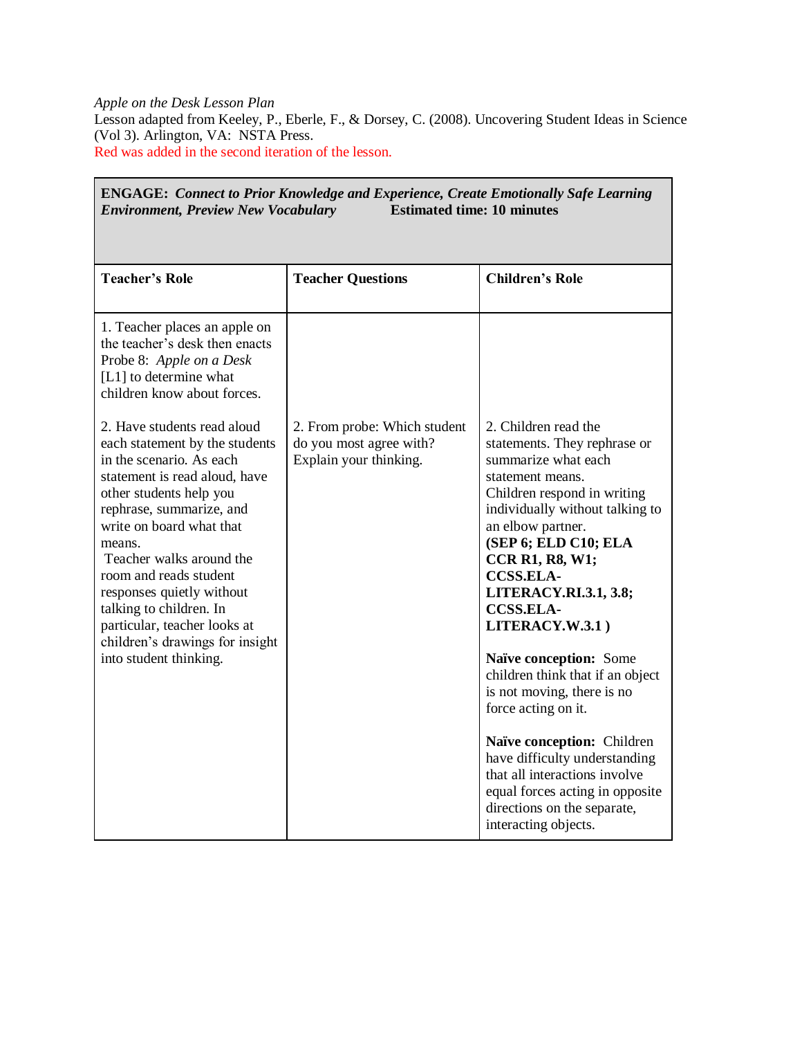*Apple on the Desk Lesson Plan*
Lesson adapted from Keeley, P., Eberle, F., & Dorsey, C. (2008). Uncovering Student Ideas in Science (Vol 3). Arlington, VA: NSTA Press.
Red was added in the second iteration of the lesson.

| **ENGAGE:** ***Connect to Prior Knowledge and Experience, Create Emotionally Safe Learning Environment, Preview New Vocabulary*** **Estimated time: 10 minutes** | | |
|---|---|---|
| **Teacher's Role** | **Teacher Questions** | **Children's Role** |
| 1. Teacher places an apple on the teacher's desk then enacts Probe 8: *Apple on a Desk* [L1] to determine what children know about forces.<br><br>2. Have students read aloud each statement by the students in the scenario. As each statement is read aloud, have other students help you rephrase, summarize, and write on board what that means.<br>Teacher walks around the room and reads student responses quietly without talking to children. In particular, teacher looks at children's drawings for insight into student thinking. | 2. From probe: Which student do you most agree with? Explain your thinking. | 2. Children read the statements. They rephrase or summarize what each statement means.<br>Children respond in writing individually without talking to an elbow partner.<br>**(SEP 6; ELD C10; ELA CCR R1, R8, W1; CCSS.ELA-LITERACY.RI.3.1, 3.8; CCSS.ELA-LITERACY.W.3.1 )**<br><br>**Naïve conception:** Some children think that if an object is not moving, there is no force acting on it.<br><br>**Naïve conception:** Children have difficulty understanding that all interactions involve equal forces acting in opposite directions on the separate, interacting objects. |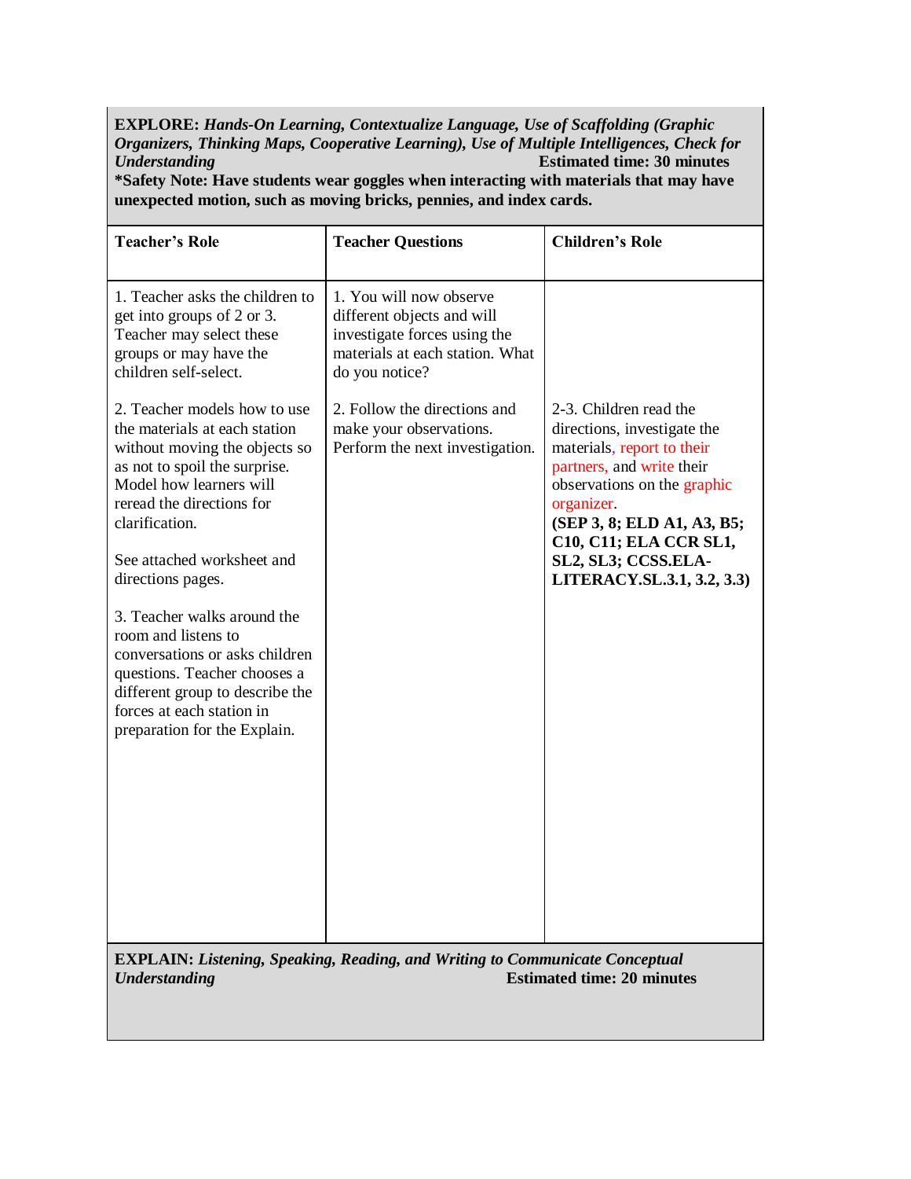**EXPLORE:** ***Hands-On Learning, Contextualize Language, Use of Scaffolding (Graphic Organizers, Thinking Maps, Cooperative Learning), Use of Multiple Intelligences, Check for Understanding*** **Estimated time: 30 minutes**

**\*Safety Note: Have students wear goggles when interacting with materials that may have unexpected motion, such as moving bricks, pennies, and index cards.**

| **Teacher's Role** | **Teacher Questions** | **Children's Role** |
|---|---|---|
| 1. Teacher asks the children to get into groups of 2 or 3. Teacher may select these groups or may have the children self-select. | 1. You will now observe different objects and will investigate forces using the materials at each station. What do you notice? | |
| 2. Teacher models how to use the materials at each station without moving the objects so as not to spoil the surprise. Model how learners will reread the directions for clarification.<br><br>See attached worksheet and directions pages.<br><br>3. Teacher walks around the room and listens to conversations or asks children questions. Teacher chooses a different group to describe the forces at each station in preparation for the Explain. | 2. Follow the directions and make your observations. Perform the next investigation. | 2-3. Children read the directions, investigate the materials, report to their partners, and write their observations on the graphic organizer.<br>**(SEP 3, 8; ELD A1, A3, B5; C10, C11; ELA CCR SL1, SL2, SL3; CCSS.ELA-LITERACY.SL.3.1, 3.2, 3.3)** |

**EXPLAIN:** ***Listening, Speaking, Reading, and Writing to Communicate Conceptual Understanding*** **Estimated time: 20 minutes**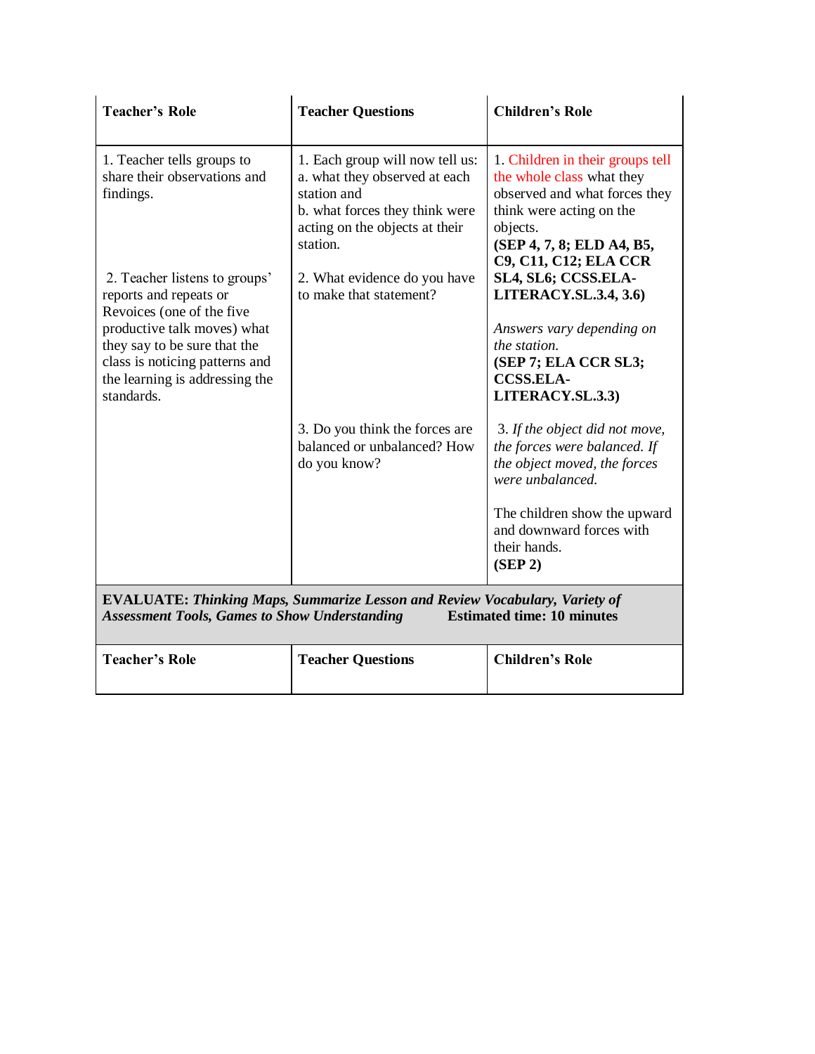| **Teacher's Role** | **Teacher Questions** | **Children's Role** |
|---|---|---|
| 1. Teacher tells groups to share their observations and findings. | 1. Each group will now tell us: a. what they observed at each station and b. what forces they think were acting on the objects at their station. | 1. Children in their groups tell the whole class what they observed and what forces they think were acting on the objects. **(SEP 4, 7, 8; ELD A4, B5, C9, C11, C12; ELA CCR SL4, SL6; CCSS.ELA-LITERACY.SL.3.4, 3.6)** |
| 2. Teacher listens to groups' reports and repeats or Revoices (one of the five productive talk moves) what they say to be sure that the class is noticing patterns and the learning is addressing the standards. | 2. What evidence do you have to make that statement? | *Answers vary depending on the station.* **(SEP 7; ELA CCR SL3; CCSS.ELA-LITERACY.SL.3.3)** |
| | 3. Do you think the forces are balanced or unbalanced? How do you know? | 3. *If the object did not move, the forces were balanced. If the object moved, the forces were unbalanced.* The children show the upward and downward forces with their hands. **(SEP 2)** |
| **EVALUATE:** ***Thinking Maps, Summarize Lesson and Review Vocabulary, Variety of Assessment Tools, Games to Show Understanding*** **Estimated time: 10 minutes** | | |
| **Teacher's Role** | **Teacher Questions** | **Children's Role** |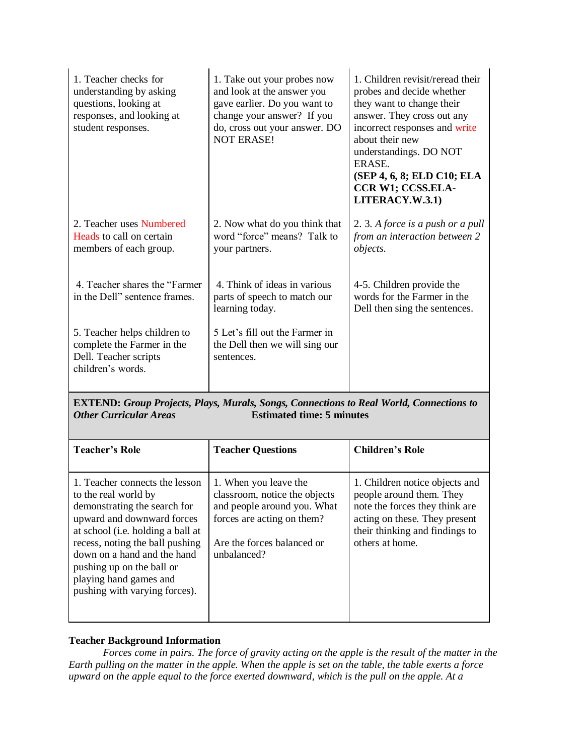| | | |
|---|---|---|
| 1. Teacher checks for understanding by asking questions, looking at responses, and looking at student responses. | 1. Take out your probes now and look at the answer you gave earlier. Do you want to change your answer? If you do, cross out your answer. DO NOT ERASE! | 1. Children revisit/reread their probes and decide whether they want to change their answer. They cross out any incorrect responses and write about their new understandings. DO NOT ERASE. **(SEP 4, 6, 8; ELD C10; ELA CCR W1; CCSS.ELA-LITERACY.W.3.1)** |
| 2. Teacher uses Numbered Heads to call on certain members of each group. | 2. Now what do you think that word "force" means? Talk to your partners. | 2. 3. *A force is a push or a pull from an interaction between 2 objects.* |
| 4. Teacher shares the "Farmer in the Dell" sentence frames.<br><br>5. Teacher helps children to complete the Farmer in the Dell. Teacher scripts children's words. | 4. Think of ideas in various parts of speech to match our learning today.<br><br>5 Let's fill out the Farmer in the Dell then we will sing our sentences. | 4-5. Children provide the words for the Farmer in the Dell then sing the sentences. |

**EXTEND:** ***Group Projects, Plays, Murals, Songs, Connections to Real World, Connections to Other Curricular Areas*** **Estimated time: 5 minutes**

| Teacher's Role | Teacher Questions | Children's Role |
|---|---|---|
| 1. Teacher connects the lesson to the real world by demonstrating the search for upward and downward forces at school (i.e. holding a ball at recess, noting the ball pushing down on a hand and the hand pushing up on the ball or playing hand games and pushing with varying forces). | 1. When you leave the classroom, notice the objects and people around you. What forces are acting on them?<br><br>Are the forces balanced or unbalanced? | 1. Children notice objects and people around them. They note the forces they think are acting on these. They present their thinking and findings to others at home. |

**Teacher Background Information**

*Forces come in pairs. The force of gravity acting on the apple is the result of the matter in the Earth pulling on the matter in the apple. When the apple is set on the table, the table exerts a force upward on the apple equal to the force exerted downward, which is the pull on the apple. At a*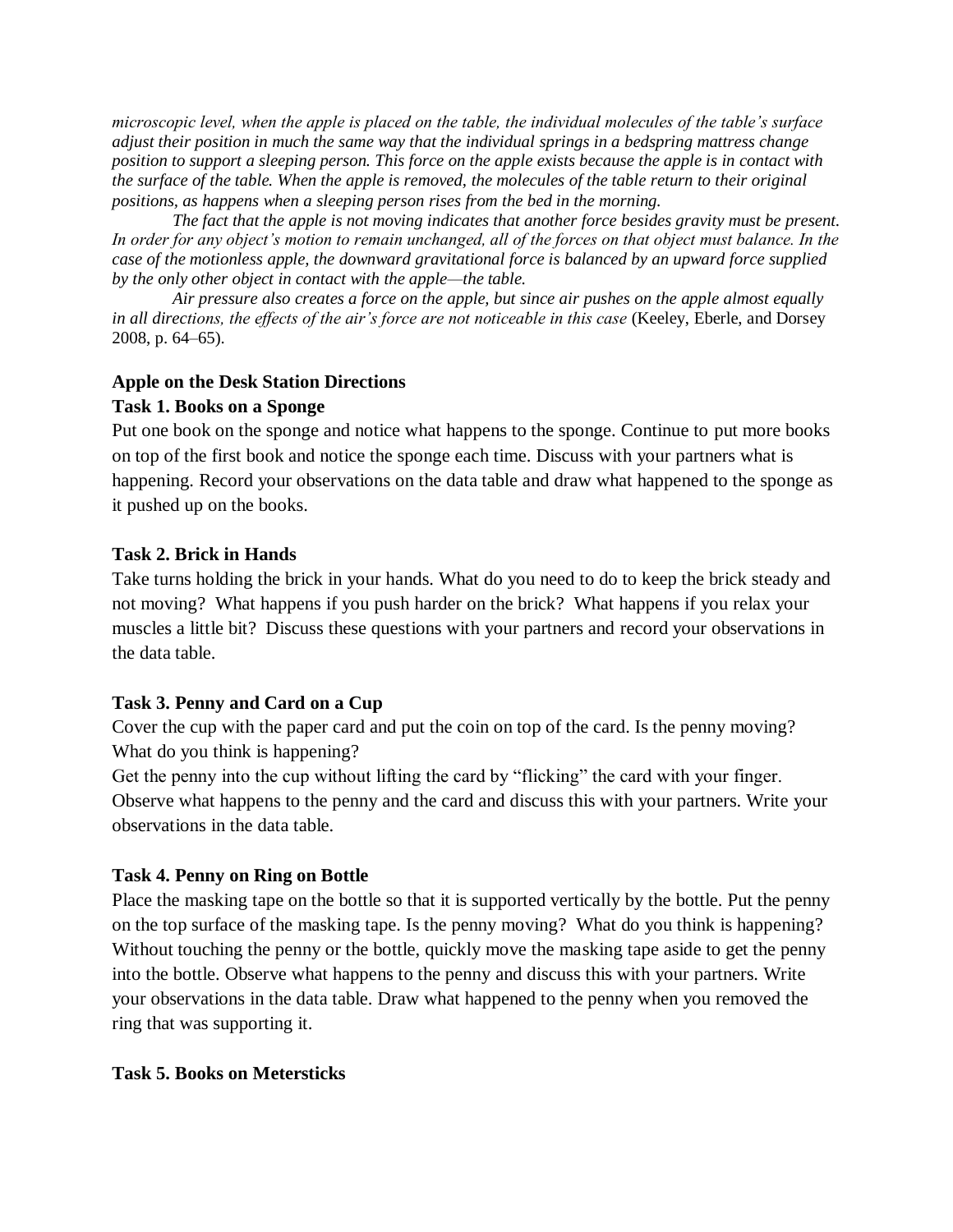*microscopic level, when the apple is placed on the table, the individual molecules of the table's surface adjust their position in much the same way that the individual springs in a bedspring mattress change position to support a sleeping person. This force on the apple exists because the apple is in contact with the surface of the table. When the apple is removed, the molecules of the table return to their original positions, as happens when a sleeping person rises from the bed in the morning.*

*The fact that the apple is not moving indicates that another force besides gravity must be present. In order for any object's motion to remain unchanged, all of the forces on that object must balance. In the case of the motionless apple, the downward gravitational force is balanced by an upward force supplied by the only other object in contact with the apple—the table.*

*Air pressure also creates a force on the apple, but since air pushes on the apple almost equally in all directions, the effects of the air's force are not noticeable in this case* (Keeley, Eberle, and Dorsey 2008, p. 64–65).

**Apple on the Desk Station Directions**

**Task 1. Books on a Sponge**

Put one book on the sponge and notice what happens to the sponge. Continue to put more books on top of the first book and notice the sponge each time. Discuss with your partners what is happening. Record your observations on the data table and draw what happened to the sponge as it pushed up on the books.

**Task 2. Brick in Hands**

Take turns holding the brick in your hands. What do you need to do to keep the brick steady and not moving? What happens if you push harder on the brick? What happens if you relax your muscles a little bit? Discuss these questions with your partners and record your observations in the data table.

**Task 3. Penny and Card on a Cup**

Cover the cup with the paper card and put the coin on top of the card. Is the penny moving? What do you think is happening?

Get the penny into the cup without lifting the card by "flicking" the card with your finger. Observe what happens to the penny and the card and discuss this with your partners. Write your observations in the data table.

**Task 4. Penny on Ring on Bottle**

Place the masking tape on the bottle so that it is supported vertically by the bottle. Put the penny on the top surface of the masking tape. Is the penny moving? What do you think is happening? Without touching the penny or the bottle, quickly move the masking tape aside to get the penny into the bottle. Observe what happens to the penny and discuss this with your partners. Write your observations in the data table. Draw what happened to the penny when you removed the ring that was supporting it.

**Task 5. Books on Metersticks**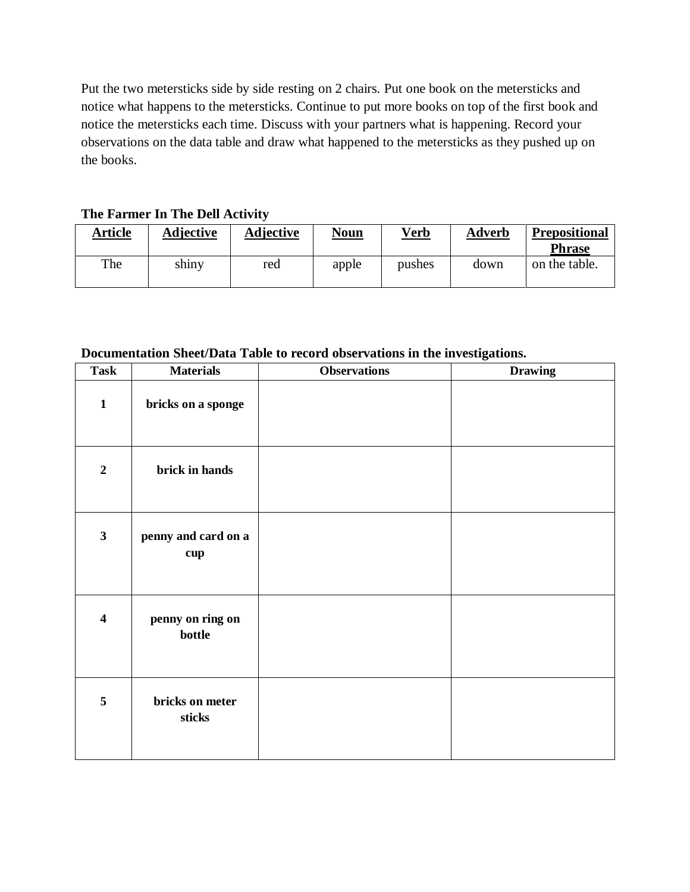Put the two metersticks side by side resting on 2 chairs. Put one book on the metersticks and notice what happens to the metersticks. Continue to put more books on top of the first book and notice the metersticks each time. Discuss with your partners what is happening. Record your observations on the data table and draw what happened to the metersticks as they pushed up on the books.

**The Farmer In The Dell Activity**

| Article | Adjective | Adjective | Noun | Verb | Adverb | Prepositional Phrase |
|---|---|---|---|---|---|---|
| The | shiny | red | apple | pushes | down | on the table. |

**Documentation Sheet/Data Table to record observations in the investigations.**

| Task | Materials | Observations | Drawing |
|---|---|---|---|
| **1** | **bricks on a sponge** | | |
| **2** | **brick in hands** | | |
| **3** | **penny and card on a cup** | | |
| **4** | **penny on ring on bottle** | | |
| **5** | **bricks on meter sticks** | | |